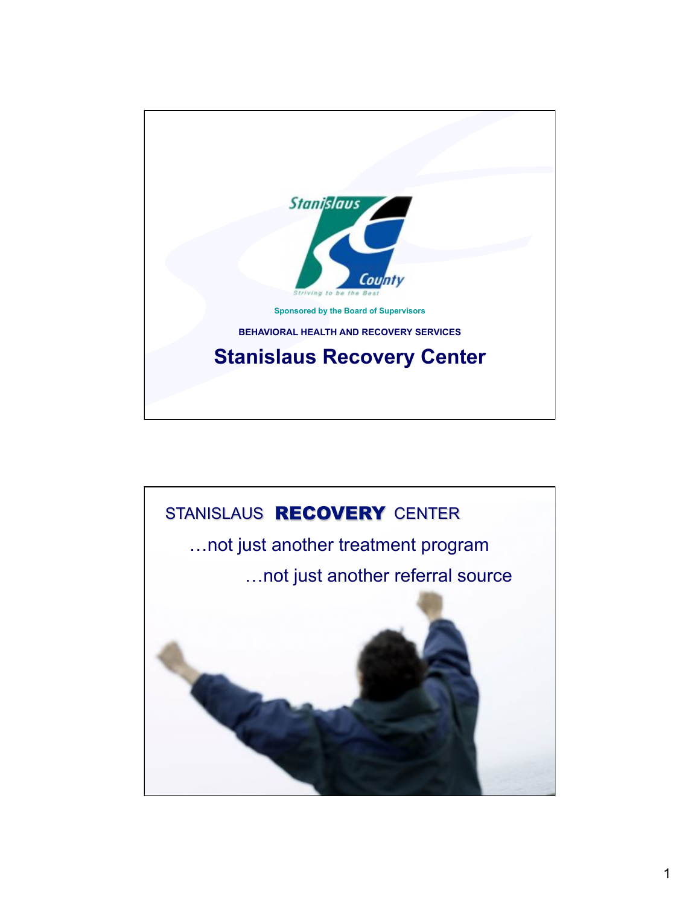Stanislaus County

Striving to be the Best

Sponsored by the Board of Supervisors

BEHAVIORAL HEALTH AND RECOVERY SERVICES

# Stanislaus Recovery Center

STANISLAUS **RECOVERY** CENTER

…not just another treatment program

…not just another referral source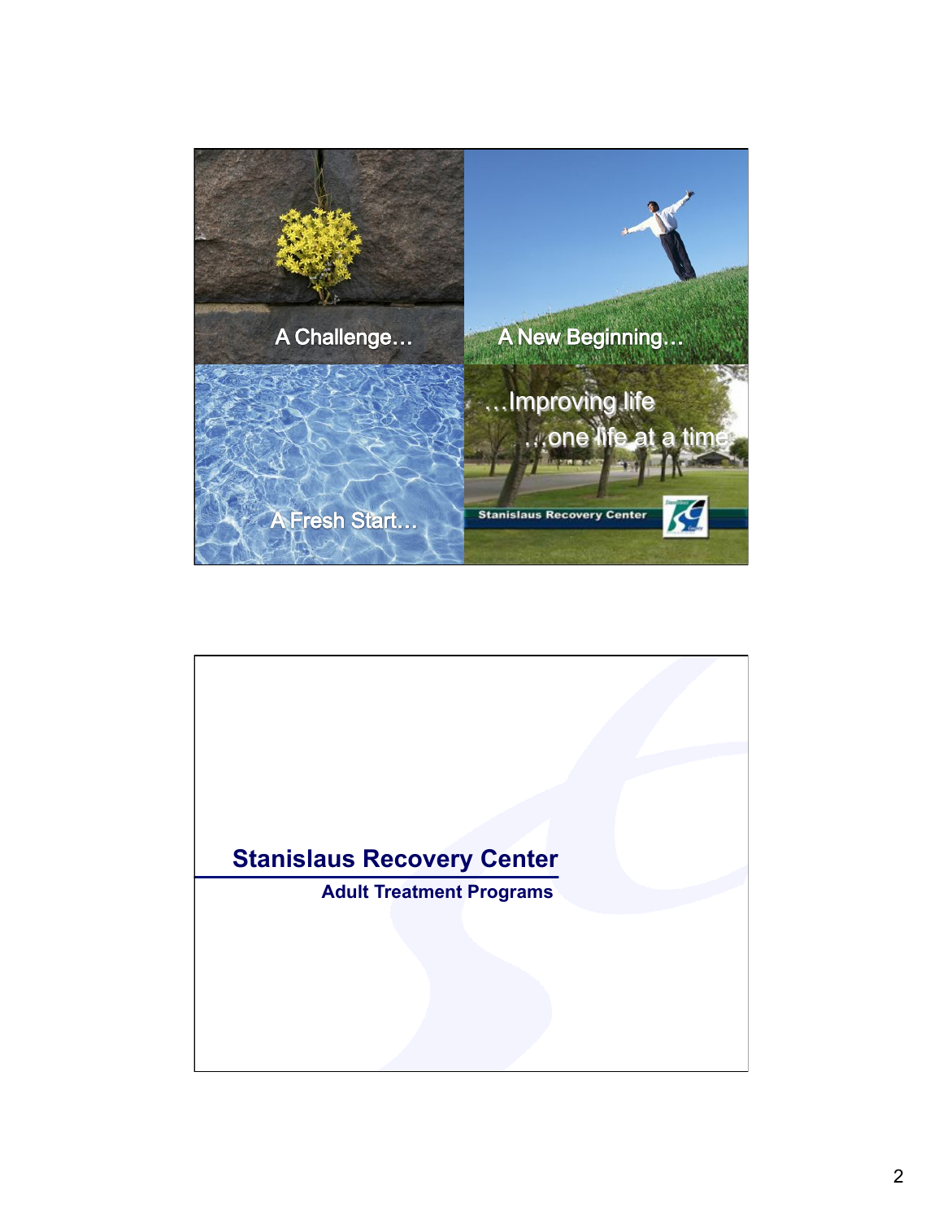A Challenge…

A New Beginning…

A Fresh Start…

…Improving life

…one life at a time

Stanislaus Recovery Center

# Stanislaus Recovery Center

## Adult Treatment Programs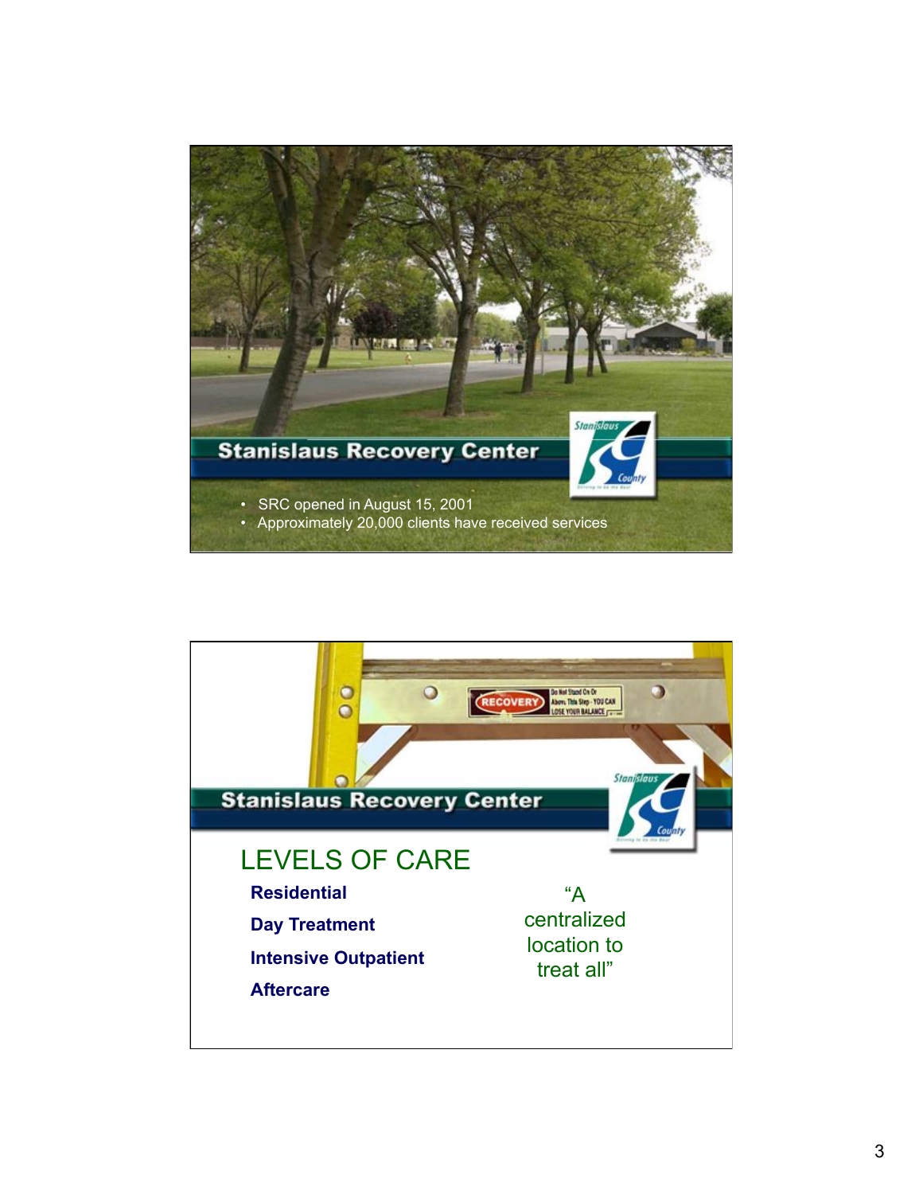## Stanislaus Recovery Center

- SRC opened in August 15, 2001
- Approximately 20,000 clients have received services

## Stanislaus Recovery Center

### LEVELS OF CARE

**Residential**

**Day Treatment**

**Intensive Outpatient**

**Aftercare**

"A centralized location to treat all"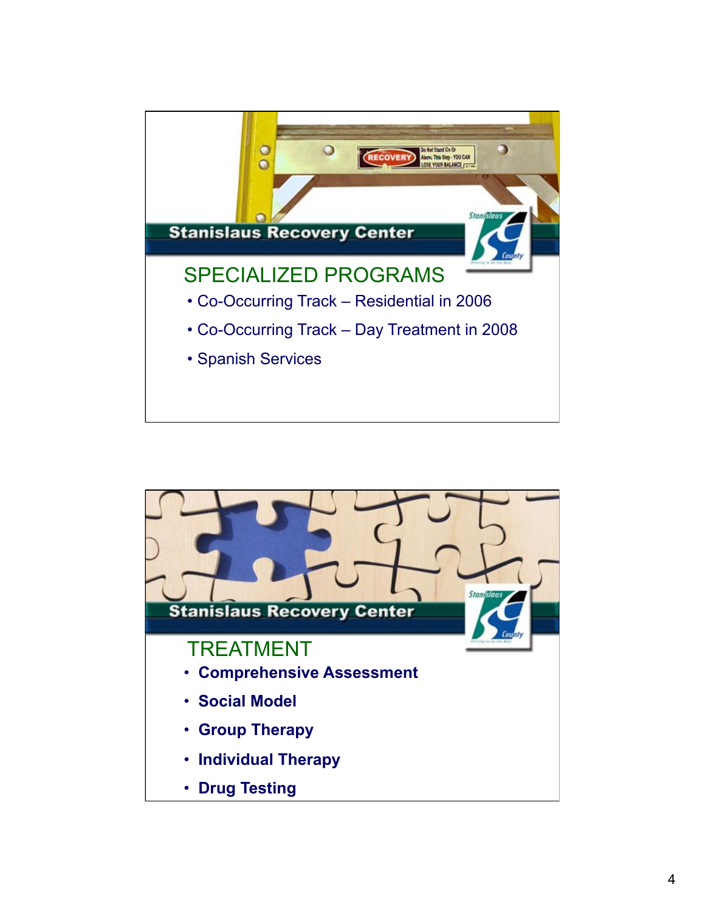## Stanislaus Recovery Center

### SPECIALIZED PROGRAMS

- Co-Occurring Track – Residential in 2006
- Co-Occurring Track – Day Treatment in 2008
- Spanish Services

## Stanislaus Recovery Center

### TREATMENT

- **Comprehensive Assessment**
- **Social Model**
- **Group Therapy**
- **Individual Therapy**
- **Drug Testing**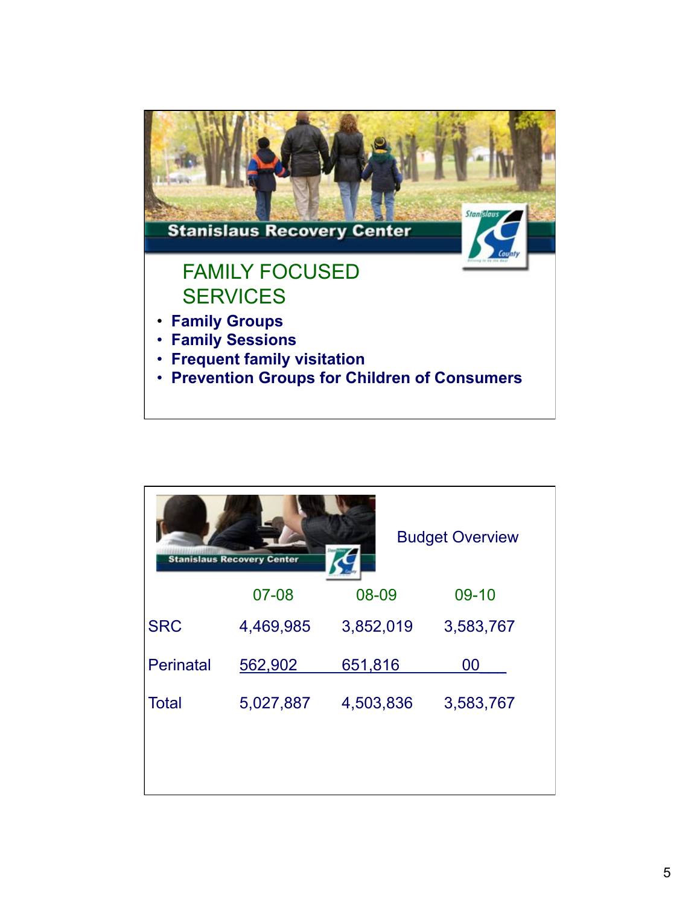Stanislaus Recovery Center

## FAMILY FOCUSED SERVICES

- **Family Groups**
- **Family Sessions**
- **Frequent family visitation**
- **Prevention Groups for Children of Consumers**

Stanislaus Recovery Center

## Budget Overview

| | 07-08 | 08-09 | 09-10 |
|---|---|---|---|
| SRC | 4,469,985 | 3,852,019 | 3,583,767 |
| Perinatal | 562,902 | 651,816 | 00 |
| Total | 5,027,887 | 4,503,836 | 3,583,767 |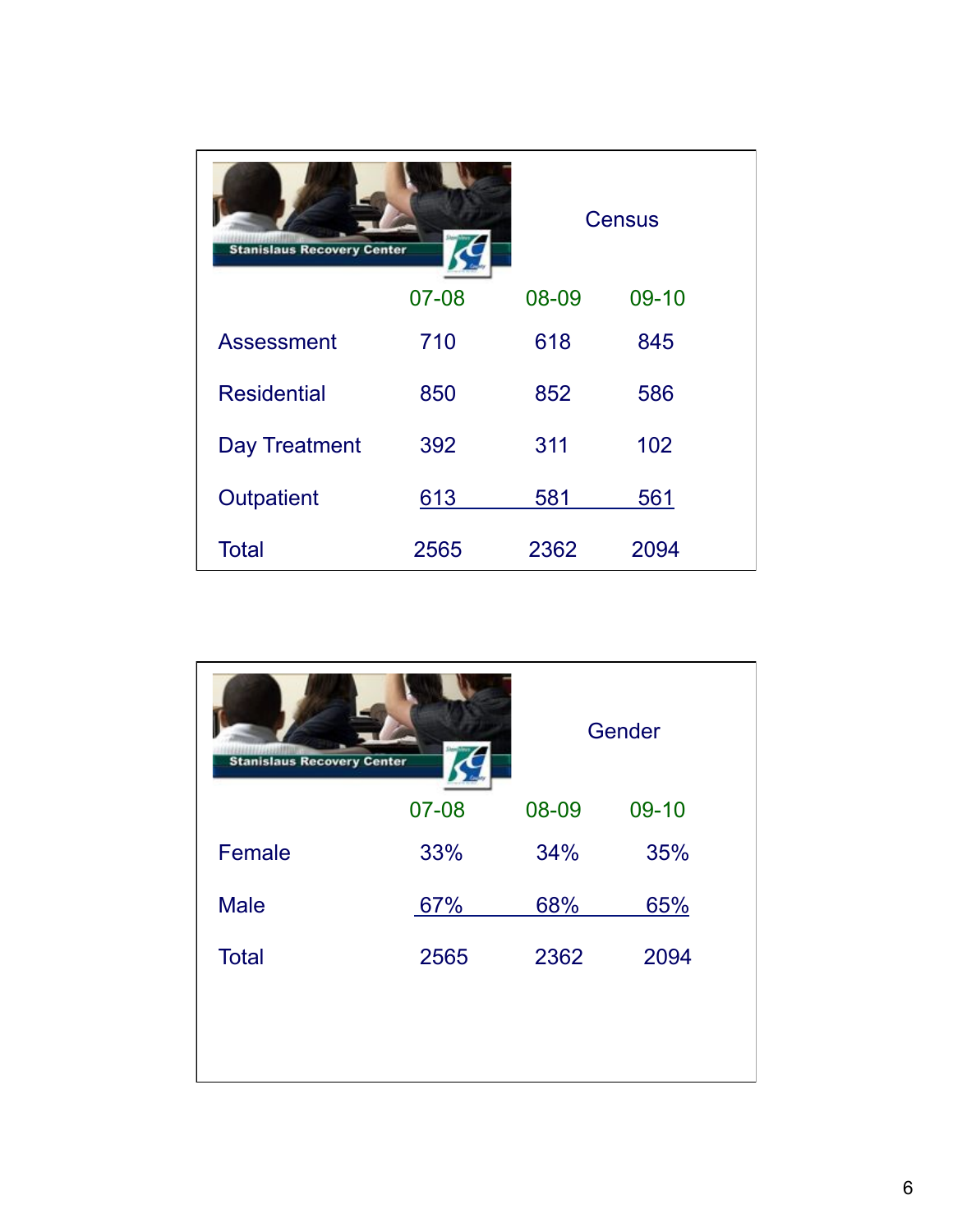## Census

Stanislaus Recovery Center

| | 07-08 | 08-09 | 09-10 |
|---|---|---|---|
| Assessment | 710 | 618 | 845 |
| Residential | 850 | 852 | 586 |
| Day Treatment | 392 | 311 | 102 |
| Outpatient | 613 | 581 | 561 |
| Total | 2565 | 2362 | 2094 |

## Gender

Stanislaus Recovery Center

| | 07-08 | 08-09 | 09-10 |
|---|---|---|---|
| Female | 33% | 34% | 35% |
| Male | 67% | 68% | 65% |
| Total | 2565 | 2362 | 2094 |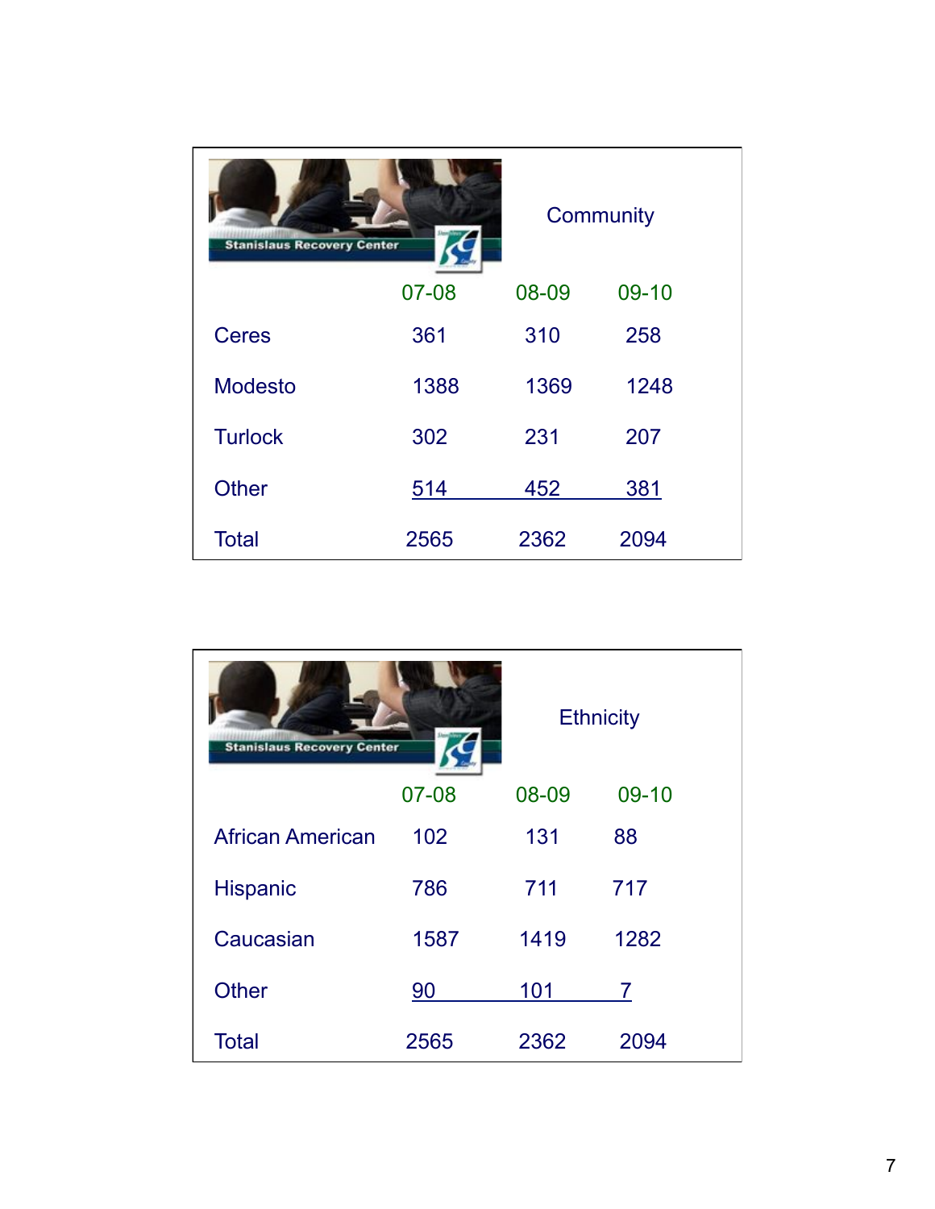## Community

Stanislaus Recovery Center

| | 07-08 | 08-09 | 09-10 |
|---|---|---|---|
| Ceres | 361 | 310 | 258 |
| Modesto | 1388 | 1369 | 1248 |
| Turlock | 302 | 231 | 207 |
| Other | 514 | 452 | 381 |
| Total | 2565 | 2362 | 2094 |

## Ethnicity

Stanislaus Recovery Center

| | 07-08 | 08-09 | 09-10 |
|---|---|---|---|
| African American | 102 | 131 | 88 |
| Hispanic | 786 | 711 | 717 |
| Caucasian | 1587 | 1419 | 1282 |
| Other | 90 | 101 | 7 |
| Total | 2565 | 2362 | 2094 |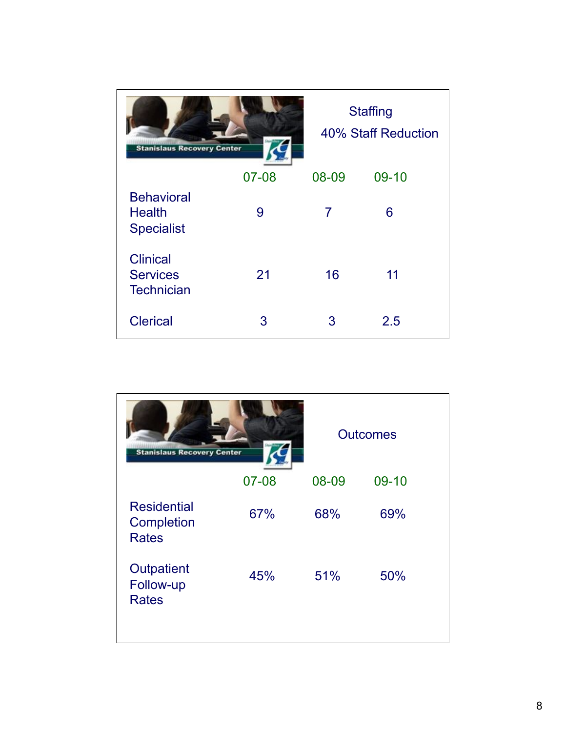## Staffing

### 40% Staff Reduction

Stanislaus Recovery Center

| | 07-08 | 08-09 | 09-10 |
|---|---|---|---|
| Behavioral Health Specialist | 9 | 7 | 6 |
| Clinical Services Technician | 21 | 16 | 11 |
| Clerical | 3 | 3 | 2.5 |

## Outcomes

Stanislaus Recovery Center

| | 07-08 | 08-09 | 09-10 |
|---|---|---|---|
| Residential Completion Rates | 67% | 68% | 69% |
| Outpatient Follow-up Rates | 45% | 51% | 50% |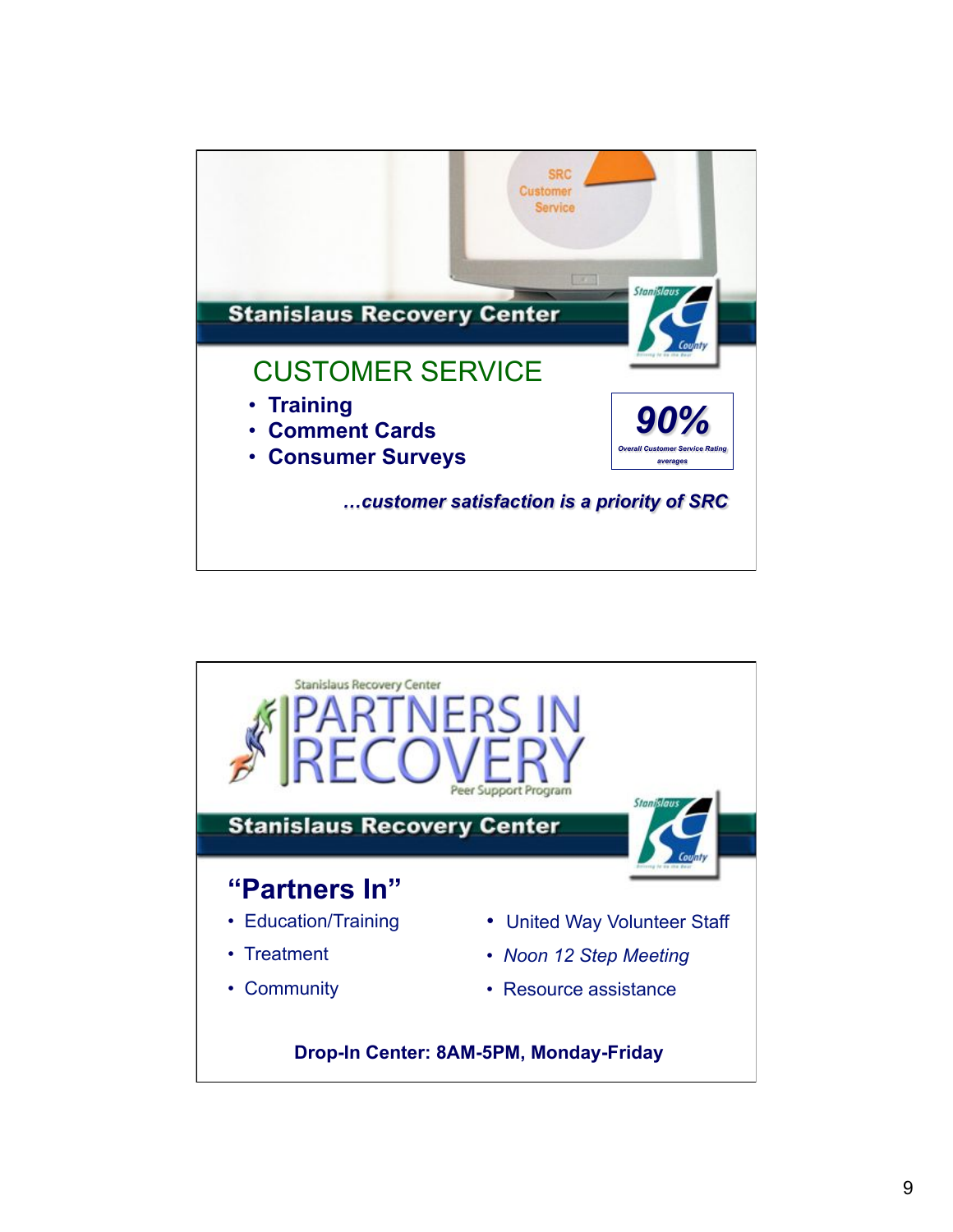SRC Customer Service

Stanislaus Recovery Center

## CUSTOMER SERVICE

- **Training**
- **Comment Cards**
- **Consumer Surveys**

***90%***

**Overall Customer Service Rating averages**

***…customer satisfaction is a priority of SRC***

Stanislaus Recovery Center

PARTNERS IN RECOVERY

Peer Support Program

Stanislaus Recovery Center

## "Partners In"

- Education/Training
- Treatment
- Community
- United Way Volunteer Staff
- *Noon 12 Step Meeting*
- Resource assistance

**Drop-In Center: 8AM-5PM, Monday-Friday**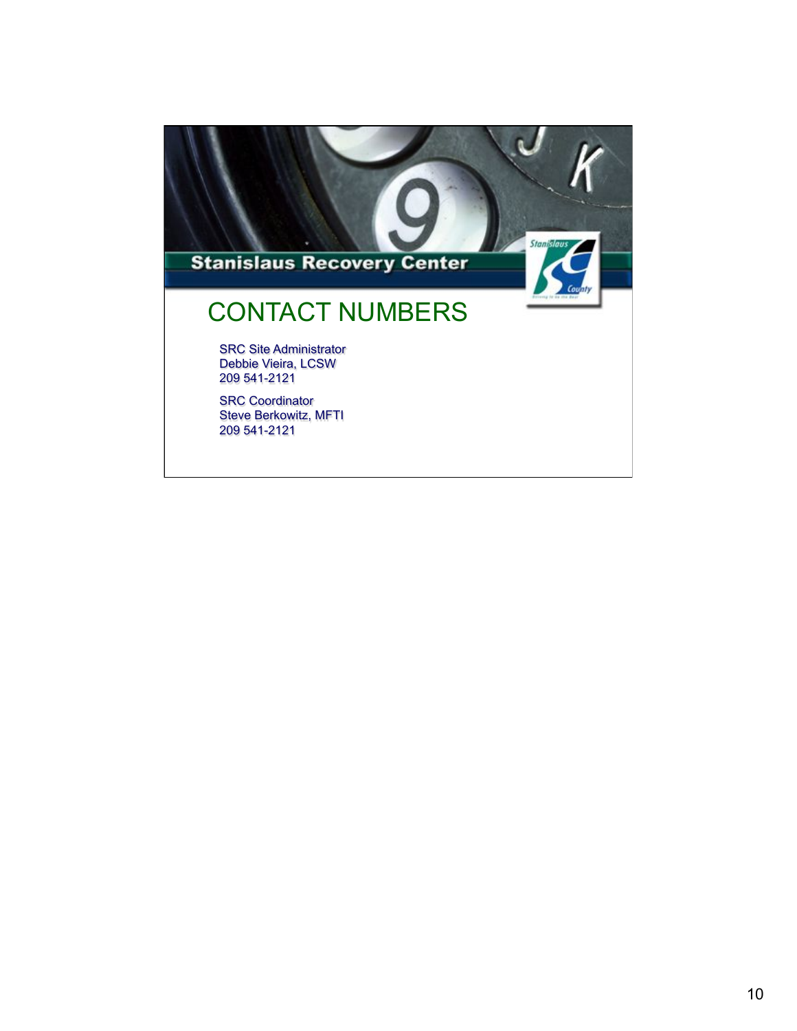Stanislaus Recovery Center

# CONTACT NUMBERS

SRC Site Administrator
Debbie Vieira, LCSW
209 541-2121

SRC Coordinator
Steve Berkowitz, MFTI
209 541-2121